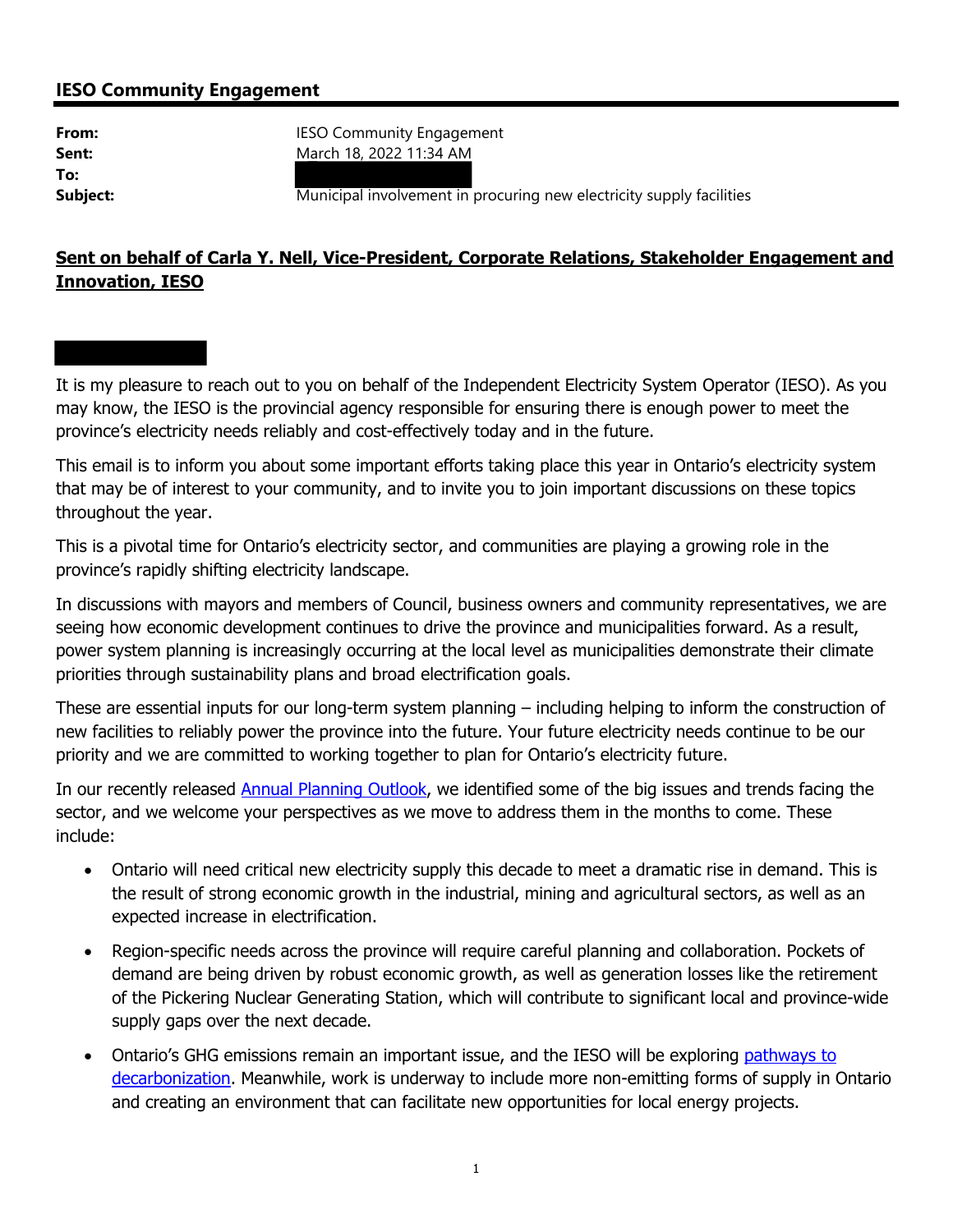## IESO Community Engagement

**From:** IESO Community Engagement
**Sent:** March 18, 2022 11:34 AM
**To:**
**Subject:** Municipal involvement in procuring new electricity supply facilities

**Sent on behalf of Carla Y. Nell, Vice-President, Corporate Relations, Stakeholder Engagement and Innovation, IESO**

It is my pleasure to reach out to you on behalf of the Independent Electricity System Operator (IESO). As you may know, the IESO is the provincial agency responsible for ensuring there is enough power to meet the province's electricity needs reliably and cost-effectively today and in the future.

This email is to inform you about some important efforts taking place this year in Ontario's electricity system that may be of interest to your community, and to invite you to join important discussions on these topics throughout the year.

This is a pivotal time for Ontario's electricity sector, and communities are playing a growing role in the province's rapidly shifting electricity landscape.

In discussions with mayors and members of Council, business owners and community representatives, we are seeing how economic development continues to drive the province and municipalities forward. As a result, power system planning is increasingly occurring at the local level as municipalities demonstrate their climate priorities through sustainability plans and broad electrification goals.

These are essential inputs for our long-term system planning – including helping to inform the construction of new facilities to reliably power the province into the future. Your future electricity needs continue to be our priority and we are committed to working together to plan for Ontario's electricity future.

In our recently released Annual Planning Outlook, we identified some of the big issues and trends facing the sector, and we welcome your perspectives as we move to address them in the months to come. These include:

- Ontario will need critical new electricity supply this decade to meet a dramatic rise in demand. This is the result of strong economic growth in the industrial, mining and agricultural sectors, as well as an expected increase in electrification.
- Region-specific needs across the province will require careful planning and collaboration. Pockets of demand are being driven by robust economic growth, as well as generation losses like the retirement of the Pickering Nuclear Generating Station, which will contribute to significant local and province-wide supply gaps over the next decade.
- Ontario's GHG emissions remain an important issue, and the IESO will be exploring pathways to decarbonization. Meanwhile, work is underway to include more non-emitting forms of supply in Ontario and creating an environment that can facilitate new opportunities for local energy projects.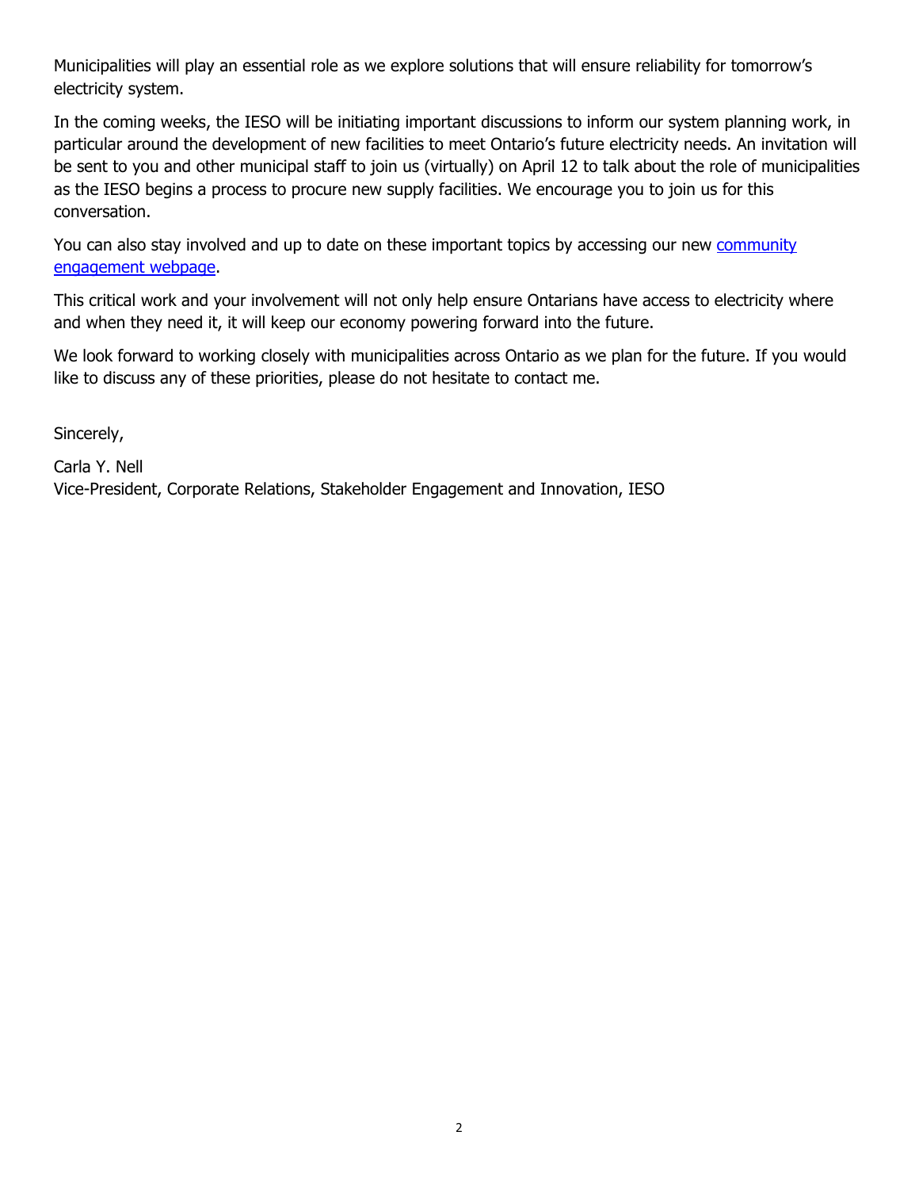Municipalities will play an essential role as we explore solutions that will ensure reliability for tomorrow's electricity system.

In the coming weeks, the IESO will be initiating important discussions to inform our system planning work, in particular around the development of new facilities to meet Ontario's future electricity needs. An invitation will be sent to you and other municipal staff to join us (virtually) on April 12 to talk about the role of municipalities as the IESO begins a process to procure new supply facilities. We encourage you to join us for this conversation.

You can also stay involved and up to date on these important topics by accessing our new community engagement webpage.

This critical work and your involvement will not only help ensure Ontarians have access to electricity where and when they need it, it will keep our economy powering forward into the future.

We look forward to working closely with municipalities across Ontario as we plan for the future. If you would like to discuss any of these priorities, please do not hesitate to contact me.

Sincerely,

Carla Y. Nell
Vice-President, Corporate Relations, Stakeholder Engagement and Innovation, IESO